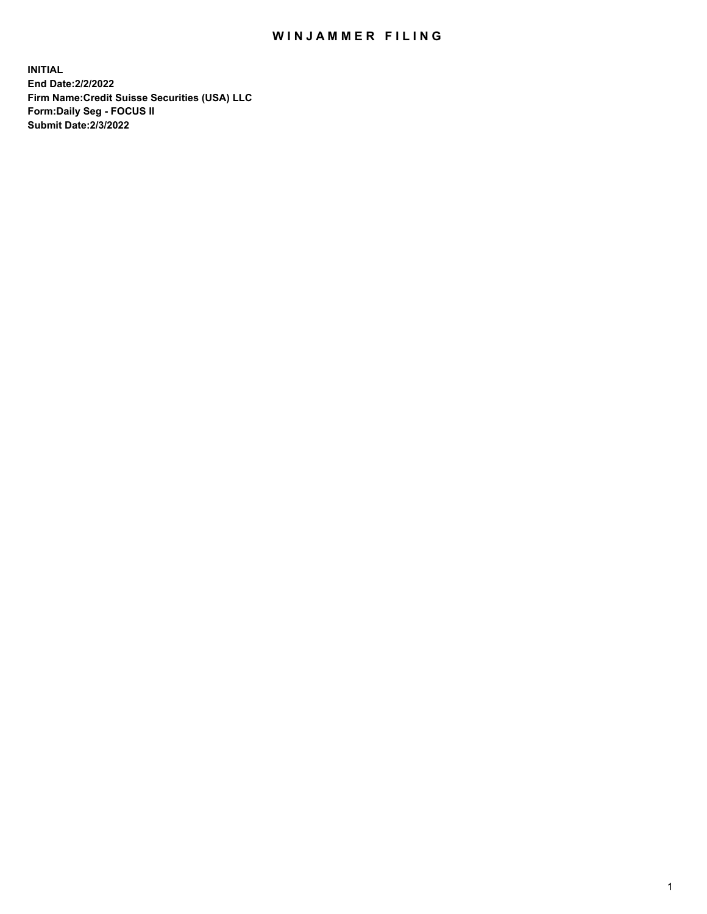# WINJAMMER FILING

**INITIAL**
**End Date:2/2/2022**
**Firm Name:Credit Suisse Securities (USA) LLC**
**Form:Daily Seg - FOCUS II**
**Submit Date:2/3/2022**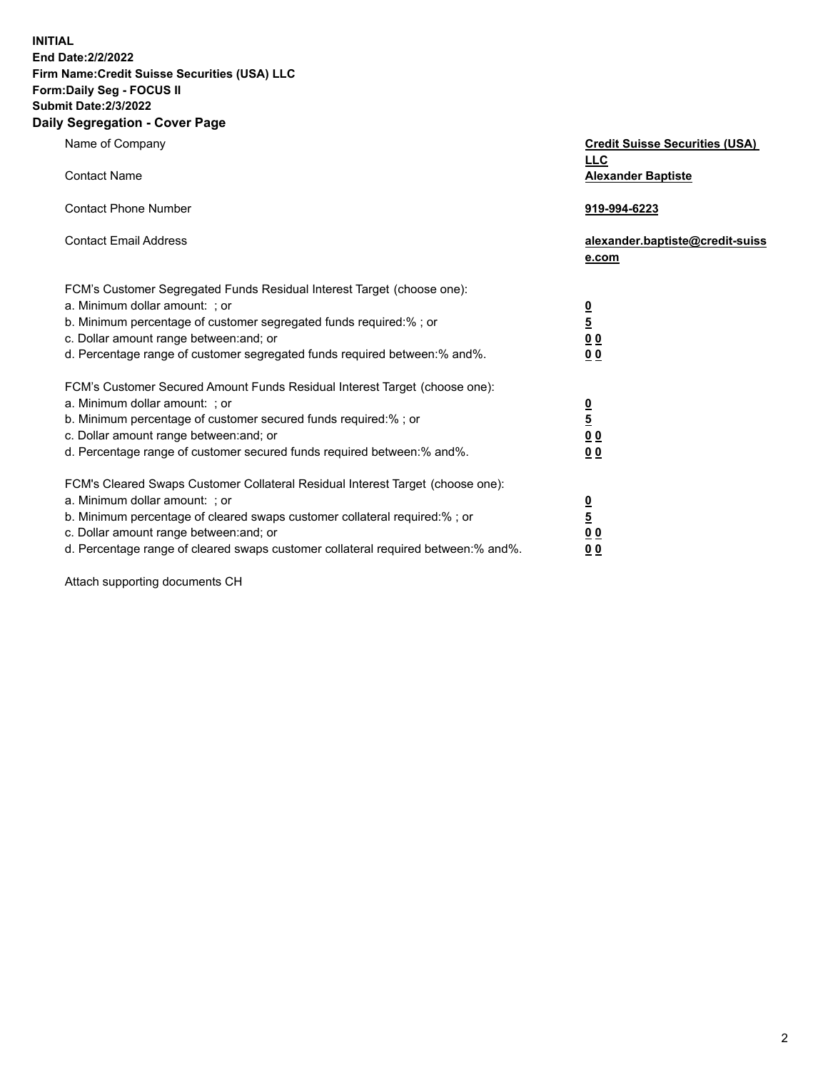**INITIAL**
**End Date:2/2/2022**
**Firm Name:Credit Suisse Securities (USA) LLC**
**Form:Daily Seg - FOCUS II**
**Submit Date:2/3/2022**

## Daily Segregation - Cover Page

| | |
|---|---|
| Name of Company | **Credit Suisse Securities (USA) LLC** |
| Contact Name | **Alexander Baptiste** |
| Contact Phone Number | **919-994-6223** |
| Contact Email Address | **alexander.baptiste@credit-suisse.com** |
| FCM's Customer Segregated Funds Residual Interest Target (choose one): | |
| a. Minimum dollar amount: ; or | **0** |
| b. Minimum percentage of customer segregated funds required:% ; or | **5** |
| c. Dollar amount range between:and; or | **0 0** |
| d. Percentage range of customer segregated funds required between:% and%. | **0 0** |
| FCM's Customer Secured Amount Funds Residual Interest Target (choose one): | |
| a. Minimum dollar amount: ; or | **0** |
| b. Minimum percentage of customer secured funds required:% ; or | **5** |
| c. Dollar amount range between:and; or | **0 0** |
| d. Percentage range of customer secured funds required between:% and%. | **0 0** |
| FCM's Cleared Swaps Customer Collateral Residual Interest Target (choose one): | |
| a. Minimum dollar amount: ; or | **0** |
| b. Minimum percentage of cleared swaps customer collateral required:% ; or | **5** |
| c. Dollar amount range between:and; or | **0 0** |
| d. Percentage range of cleared swaps customer collateral required between:% and%. | **0 0** |

Attach supporting documents CH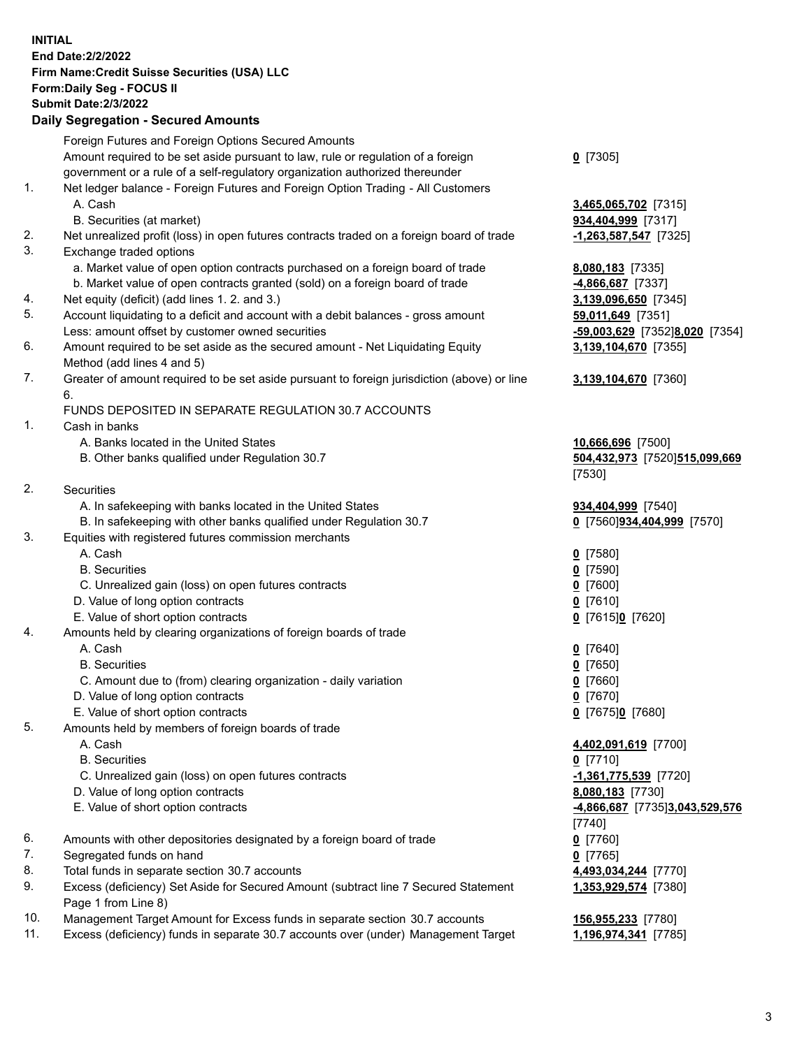**INITIAL**
**End Date:2/2/2022**
**Firm Name:Credit Suisse Securities (USA) LLC**
**Form:Daily Seg - FOCUS II**
**Submit Date:2/3/2022**

## Daily Segregation - Secured Amounts

| | | |
|---|---|---|
| | Foreign Futures and Foreign Options Secured Amounts | |
| | Amount required to be set aside pursuant to law, rule or regulation of a foreign government or a rule of a self-regulatory organization authorized thereunder | **0** [7305] |
| 1. | Net ledger balance - Foreign Futures and Foreign Option Trading - All Customers | |
| | A. Cash | **3,465,065,702** [7315] |
| | B. Securities (at market) | **934,404,999** [7317] |
| 2. | Net unrealized profit (loss) in open futures contracts traded on a foreign board of trade | **-1,263,587,547** [7325] |
| 3. | Exchange traded options | |
| | a. Market value of open option contracts purchased on a foreign board of trade | **8,080,183** [7335] |
| | b. Market value of open contracts granted (sold) on a foreign board of trade | **-4,866,687** [7337] |
| 4. | Net equity (deficit) (add lines 1. 2. and 3.) | **3,139,096,650** [7345] |
| 5. | Account liquidating to a deficit and account with a debit balances - gross amount | **59,011,649** [7351] |
| | Less: amount offset by customer owned securities | **-59,003,629** [7352]**8,020** [7354] |
| 6. | Amount required to be set aside as the secured amount - Net Liquidating Equity Method (add lines 4 and 5) | **3,139,104,670** [7355] |
| 7. | Greater of amount required to be set aside pursuant to foreign jurisdiction (above) or line 6. | **3,139,104,670** [7360] |
| | FUNDS DEPOSITED IN SEPARATE REGULATION 30.7 ACCOUNTS | |
| 1. | Cash in banks | |
| | A. Banks located in the United States | **10,666,696** [7500] |
| | B. Other banks qualified under Regulation 30.7 | **504,432,973** [7520]**515,099,669** [7530] |
| 2. | Securities | |
| | A. In safekeeping with banks located in the United States | **934,404,999** [7540] |
| | B. In safekeeping with other banks qualified under Regulation 30.7 | **0** [7560]**934,404,999** [7570] |
| 3. | Equities with registered futures commission merchants | |
| | A. Cash | **0** [7580] |
| | B. Securities | **0** [7590] |
| | C. Unrealized gain (loss) on open futures contracts | **0** [7600] |
| | D. Value of long option contracts | **0** [7610] |
| | E. Value of short option contracts | **0** [7615]**0** [7620] |
| 4. | Amounts held by clearing organizations of foreign boards of trade | |
| | A. Cash | **0** [7640] |
| | B. Securities | **0** [7650] |
| | C. Amount due to (from) clearing organization - daily variation | **0** [7660] |
| | D. Value of long option contracts | **0** [7670] |
| | E. Value of short option contracts | **0** [7675]**0** [7680] |
| 5. | Amounts held by members of foreign boards of trade | |
| | A. Cash | **4,402,091,619** [7700] |
| | B. Securities | **0** [7710] |
| | C. Unrealized gain (loss) on open futures contracts | **-1,361,775,539** [7720] |
| | D. Value of long option contracts | **8,080,183** [7730] |
| | E. Value of short option contracts | **-4,866,687** [7735]**3,043,529,576** [7740] |
| 6. | Amounts with other depositories designated by a foreign board of trade | **0** [7760] |
| 7. | Segregated funds on hand | **0** [7765] |
| 8. | Total funds in separate section 30.7 accounts | **4,493,034,244** [7770] |
| 9. | Excess (deficiency) Set Aside for Secured Amount (subtract line 7 Secured Statement Page 1 from Line 8) | **1,353,929,574** [7380] |
| 10. | Management Target Amount for Excess funds in separate section 30.7 accounts | **156,955,233** [7780] |
| 11. | Excess (deficiency) funds in separate 30.7 accounts over (under) Management Target | **1,196,974,341** [7785] |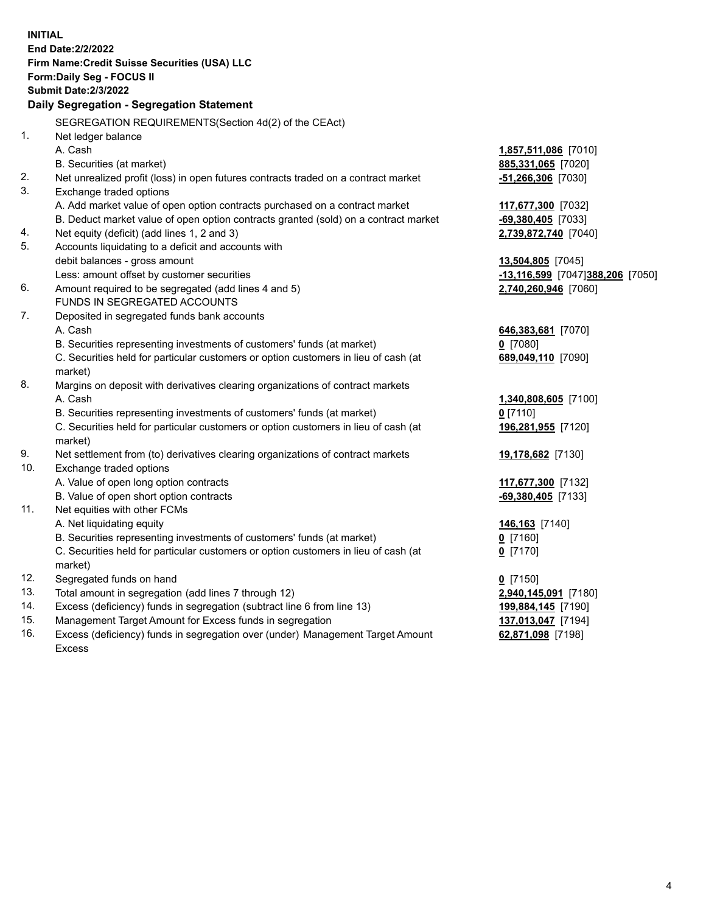**INITIAL**
**End Date:2/2/2022**
**Firm Name:Credit Suisse Securities (USA) LLC**
**Form:Daily Seg - FOCUS II**
**Submit Date:2/3/2022**

**Daily Segregation - Segregation Statement**

| | | |
|---|---|---|
| | SEGREGATION REQUIREMENTS(Section 4d(2) of the CEAct) | |
| 1. | Net ledger balance | |
| | A. Cash | **1,857,511,086** [7010] |
| | B. Securities (at market) | **885,331,065** [7020] |
| 2. | Net unrealized profit (loss) in open futures contracts traded on a contract market | **-51,266,306** [7030] |
| 3. | Exchange traded options | |
| | A. Add market value of open option contracts purchased on a contract market | **117,677,300** [7032] |
| | B. Deduct market value of open option contracts granted (sold) on a contract market | **-69,380,405** [7033] |
| 4. | Net equity (deficit) (add lines 1, 2 and 3) | **2,739,872,740** [7040] |
| 5. | Accounts liquidating to a deficit and accounts with debit balances - gross amount | **13,504,805** [7045] |
| | Less: amount offset by customer securities | **-13,116,599** [7047] **388,206** [7050] |
| 6. | Amount required to be segregated (add lines 4 and 5) | **2,740,260,946** [7060] |
| | FUNDS IN SEGREGATED ACCOUNTS | |
| 7. | Deposited in segregated funds bank accounts | |
| | A. Cash | **646,383,681** [7070] |
| | B. Securities representing investments of customers' funds (at market) | **0** [7080] |
| | C. Securities held for particular customers or option customers in lieu of cash (at market) | **689,049,110** [7090] |
| 8. | Margins on deposit with derivatives clearing organizations of contract markets | |
| | A. Cash | **1,340,808,605** [7100] |
| | B. Securities representing investments of customers' funds (at market) | **0** [7110] |
| | C. Securities held for particular customers or option customers in lieu of cash (at market) | **196,281,955** [7120] |
| 9. | Net settlement from (to) derivatives clearing organizations of contract markets | **19,178,682** [7130] |
| 10. | Exchange traded options | |
| | A. Value of open long option contracts | **117,677,300** [7132] |
| | B. Value of open short option contracts | **-69,380,405** [7133] |
| 11. | Net equities with other FCMs | |
| | A. Net liquidating equity | **146,163** [7140] |
| | B. Securities representing investments of customers' funds (at market) | **0** [7160] |
| | C. Securities held for particular customers or option customers in lieu of cash (at market) | **0** [7170] |
| 12. | Segregated funds on hand | **0** [7150] |
| 13. | Total amount in segregation (add lines 7 through 12) | **2,940,145,091** [7180] |
| 14. | Excess (deficiency) funds in segregation (subtract line 6 from line 13) | **199,884,145** [7190] |
| 15. | Management Target Amount for Excess funds in segregation | **137,013,047** [7194] |
| 16. | Excess (deficiency) funds in segregation over (under) Management Target Amount Excess | **62,871,098** [7198] |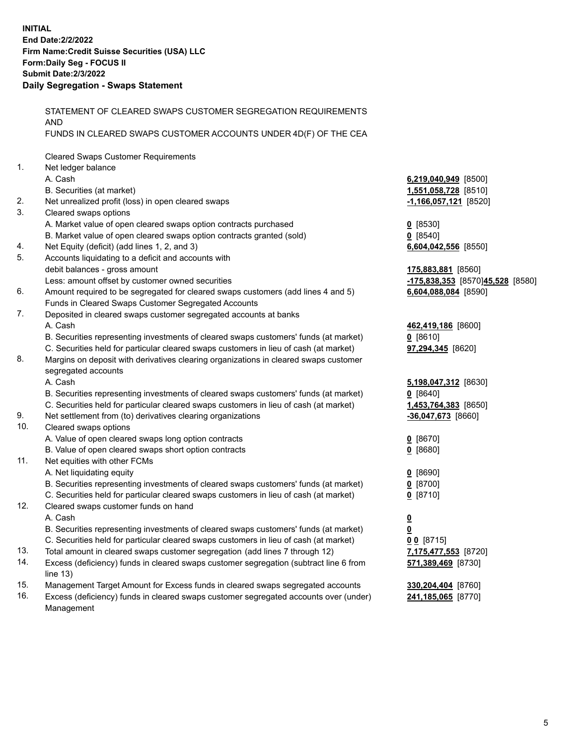**INITIAL**
**End Date:2/2/2022**
**Firm Name:Credit Suisse Securities (USA) LLC**
**Form:Daily Seg - FOCUS II**
**Submit Date:2/3/2022**
**Daily Segregation - Swaps Statement**

STATEMENT OF CLEARED SWAPS CUSTOMER SEGREGATION REQUIREMENTS AND
FUNDS IN CLEARED SWAPS CUSTOMER ACCOUNTS UNDER 4D(F) OF THE CEA

| | | |
|---|---|---|
| | Cleared Swaps Customer Requirements | |
| 1. | Net ledger balance | |
| | A. Cash | **6,219,040,949** [8500] |
| | B. Securities (at market) | **1,551,058,728** [8510] |
| 2. | Net unrealized profit (loss) in open cleared swaps | **-1,166,057,121** [8520] |
| 3. | Cleared swaps options | |
| | A. Market value of open cleared swaps option contracts purchased | **0** [8530] |
| | B. Market value of open cleared swaps option contracts granted (sold) | **0** [8540] |
| 4. | Net Equity (deficit) (add lines 1, 2, and 3) | **6,604,042,556** [8550] |
| 5. | Accounts liquidating to a deficit and accounts with | |
| | debit balances - gross amount | **175,883,881** [8560] |
| | Less: amount offset by customer owned securities | **-175,838,353** [8570] **45,528** [8580] |
| 6. | Amount required to be segregated for cleared swaps customers (add lines 4 and 5) | **6,604,088,084** [8590] |
| | Funds in Cleared Swaps Customer Segregated Accounts | |
| 7. | Deposited in cleared swaps customer segregated accounts at banks | |
| | A. Cash | **462,419,186** [8600] |
| | B. Securities representing investments of cleared swaps customers' funds (at market) | **0** [8610] |
| | C. Securities held for particular cleared swaps customers in lieu of cash (at market) | **97,294,345** [8620] |
| 8. | Margins on deposit with derivatives clearing organizations in cleared swaps customer segregated accounts | |
| | A. Cash | **5,198,047,312** [8630] |
| | B. Securities representing investments of cleared swaps customers' funds (at market) | **0** [8640] |
| | C. Securities held for particular cleared swaps customers in lieu of cash (at market) | **1,453,764,383** [8650] |
| 9. | Net settlement from (to) derivatives clearing organizations | **-36,047,673** [8660] |
| 10. | Cleared swaps options | |
| | A. Value of open cleared swaps long option contracts | **0** [8670] |
| | B. Value of open cleared swaps short option contracts | **0** [8680] |
| 11. | Net equities with other FCMs | |
| | A. Net liquidating equity | **0** [8690] |
| | B. Securities representing investments of cleared swaps customers' funds (at market) | **0** [8700] |
| | C. Securities held for particular cleared swaps customers in lieu of cash (at market) | **0** [8710] |
| 12. | Cleared swaps customer funds on hand | |
| | A. Cash | **0** |
| | B. Securities representing investments of cleared swaps customers' funds (at market) | **0** |
| | C. Securities held for particular cleared swaps customers in lieu of cash (at market) | **0** **0** [8715] |
| 13. | Total amount in cleared swaps customer segregation (add lines 7 through 12) | **7,175,477,553** [8720] |
| 14. | Excess (deficiency) funds in cleared swaps customer segregation (subtract line 6 from line 13) | **571,389,469** [8730] |
| 15. | Management Target Amount for Excess funds in cleared swaps segregated accounts | **330,204,404** [8760] |
| 16. | Excess (deficiency) funds in cleared swaps customer segregated accounts over (under) Management | **241,185,065** [8770] |